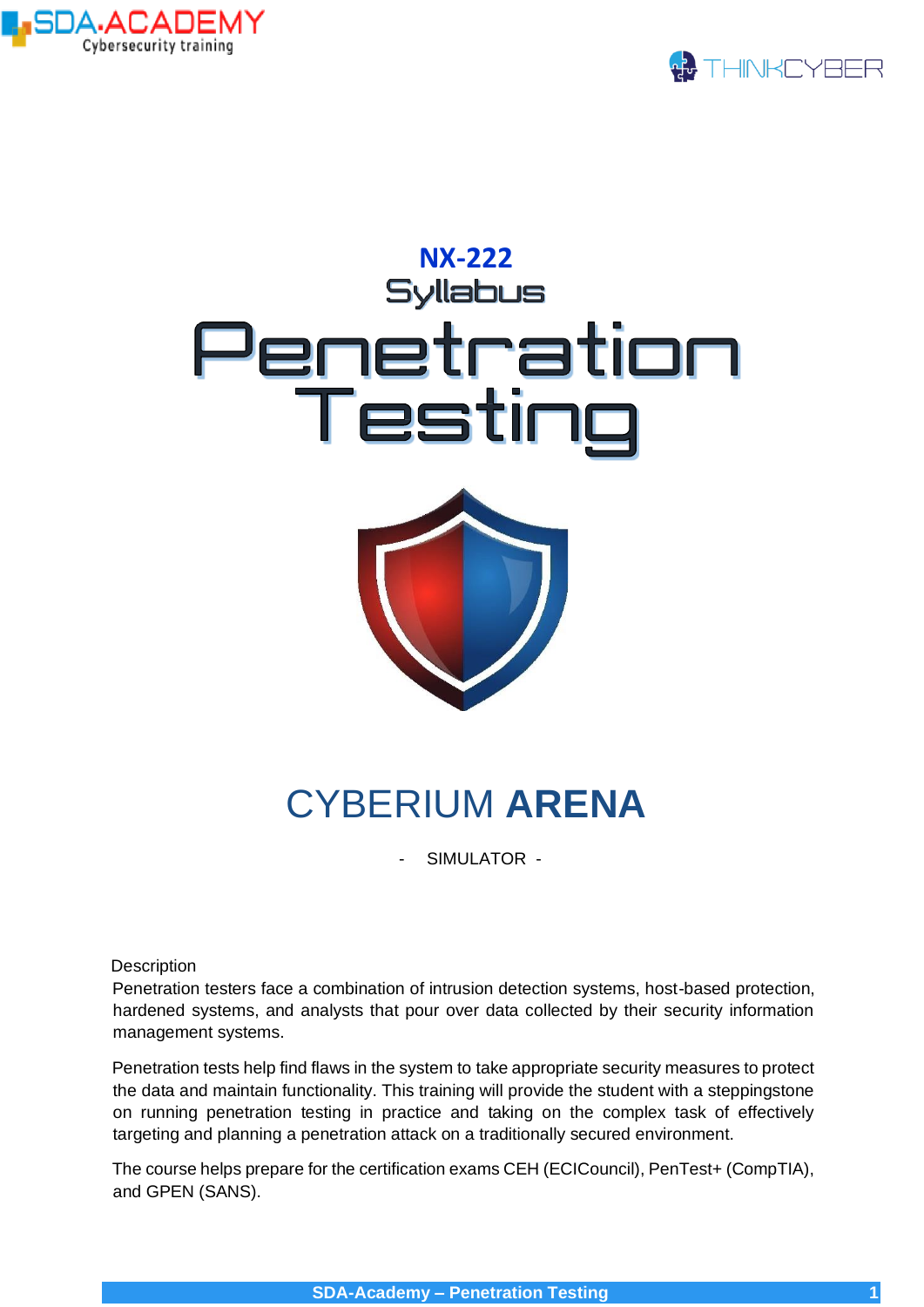SDA.ACADEMY
Cybersecurity training

THINKCYBER

# NX-222

## Syllabus

# Penetration Testing

## CYBERIUM **ARENA**

\- SIMULATOR -

Description

Penetration testers face a combination of intrusion detection systems, host-based protection, hardened systems, and analysts that pour over data collected by their security information management systems.

Penetration tests help find flaws in the system to take appropriate security measures to protect the data and maintain functionality. This training will provide the student with a steppingstone on running penetration testing in practice and taking on the complex task of effectively targeting and planning a penetration attack on a traditionally secured environment.

The course helps prepare for the certification exams CEH (ECICouncil), PenTest+ (CompTIA), and GPEN (SANS).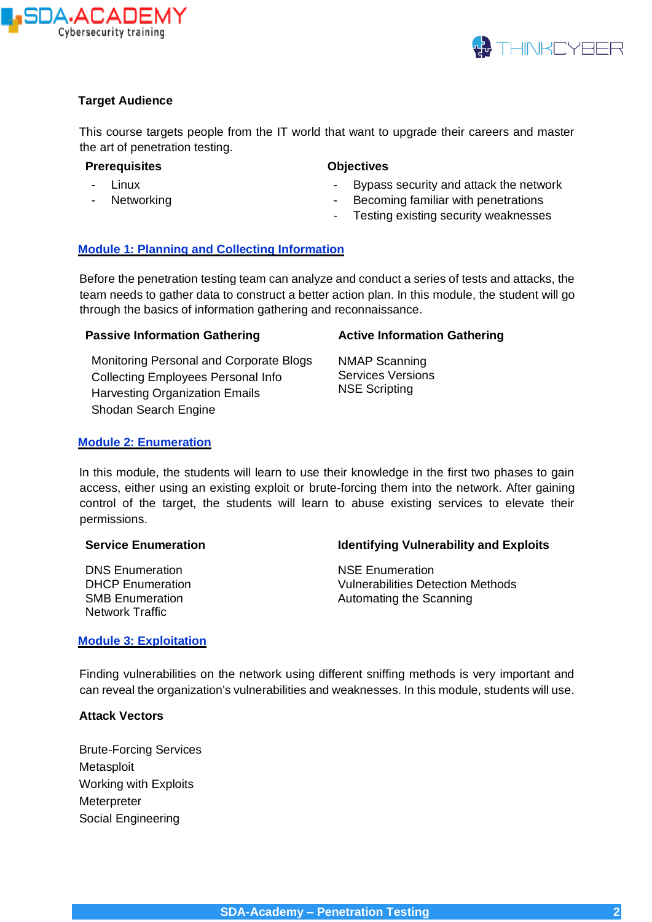**Target Audience**

This course targets people from the IT world that want to upgrade their careers and master the art of penetration testing.

**Prerequisites**

- Linux
- Networking

**Objectives**

- Bypass security and attack the network
- Becoming familiar with penetrations
- Testing existing security weaknesses

## Module 1: Planning and Collecting Information

Before the penetration testing team can analyze and conduct a series of tests and attacks, the team needs to gather data to construct a better action plan. In this module, the student will go through the basics of information gathering and reconnaissance.

**Passive Information Gathering**

Monitoring Personal and Corporate Blogs
Collecting Employees Personal Info
Harvesting Organization Emails
Shodan Search Engine

**Active Information Gathering**

NMAP Scanning
Services Versions
NSE Scripting

## Module 2: Enumeration

In this module, the students will learn to use their knowledge in the first two phases to gain access, either using an existing exploit or brute-forcing them into the network. After gaining control of the target, the students will learn to abuse existing services to elevate their permissions.

**Service Enumeration**

DNS Enumeration
DHCP Enumeration
SMB Enumeration
Network Traffic

**Identifying Vulnerability and Exploits**

NSE Enumeration
Vulnerabilities Detection Methods
Automating the Scanning

## Module 3: Exploitation

Finding vulnerabilities on the network using different sniffing methods is very important and can reveal the organization's vulnerabilities and weaknesses. In this module, students will use.

**Attack Vectors**

Brute-Forcing Services
Metasploit
Working with Exploits
Meterpreter
Social Engineering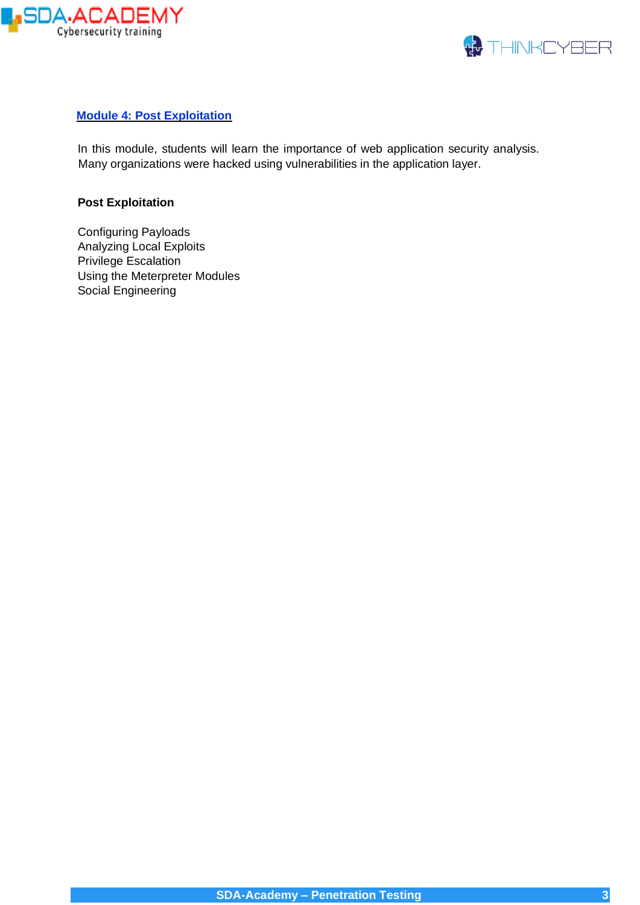## Module 4: Post Exploitation

In this module, students will learn the importance of web application security analysis. Many organizations were hacked using vulnerabilities in the application layer.

**Post Exploitation**

Configuring Payloads
Analyzing Local Exploits
Privilege Escalation
Using the Meterpreter Modules
Social Engineering